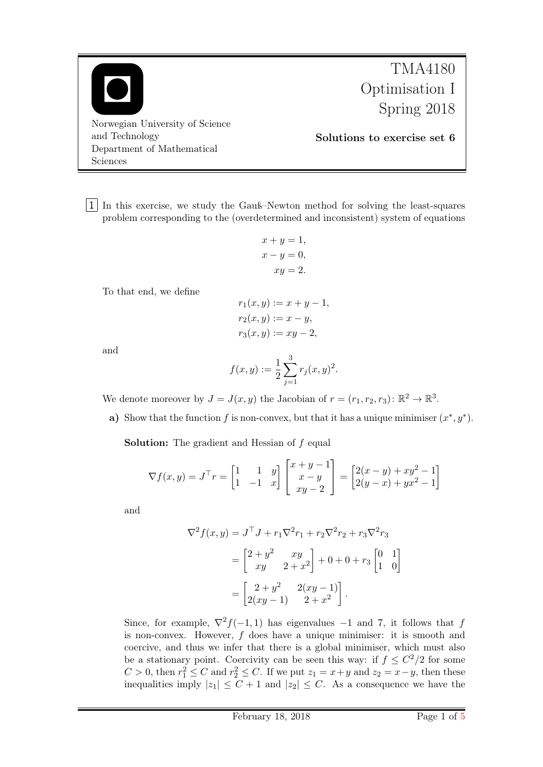TMA4180 Optimisation I Spring 2018

Norwegian University of Science and Technology
Department of Mathematical Sciences

**Solutions to exercise set 6**

**1** In this exercise, we study the Gauß–Newton method for solving the least-squares problem corresponding to the (overdetermined and inconsistent) system of equations

$$
\begin{aligned}
x + y &= 1,\\
x - y &= 0,\\
xy &= 2.
\end{aligned}
$$

To that end, we define

$$
\begin{aligned}
r_1(x, y) &:= x + y - 1,\\
r_2(x, y) &:= x - y,\\
r_3(x, y) &:= xy - 2,
\end{aligned}
$$

and

$$
f(x, y) := \frac{1}{2}\sum_{j=1}^{3} r_j(x, y)^2.
$$

We denote moreover by $J = J(x, y)$ the Jacobian of $r = (r_1, r_2, r_3) \colon \mathbb{R}^2 \to \mathbb{R}^3$.

**a)** Show that the function $f$ is non-convex, but that it has a unique minimiser $(x^*, y^*)$.

**Solution:** The gradient and Hessian of $f$ equal

$$
\nabla f(x, y) = J^\top r = \begin{bmatrix} 1 & 1 & y \\ 1 & -1 & x \end{bmatrix} \begin{bmatrix} x + y - 1 \\ x - y \\ xy - 2 \end{bmatrix} = \begin{bmatrix} 2(x - y) + xy^2 - 1 \\ 2(y - x) + yx^2 - 1 \end{bmatrix}
$$

and

$$
\begin{aligned}
\nabla^2 f(x, y) &= J^\top J + r_1 \nabla^2 r_1 + r_2 \nabla^2 r_2 + r_3 \nabla^2 r_3 \\
&= \begin{bmatrix} 2 + y^2 & xy \\ xy & 2 + x^2 \end{bmatrix} + 0 + 0 + r_3 \begin{bmatrix} 0 & 1 \\ 1 & 0 \end{bmatrix} \\
&= \begin{bmatrix} 2 + y^2 & 2(xy - 1) \\ 2(xy - 1) & 2 + x^2 \end{bmatrix}.
\end{aligned}
$$

Since, for example, $\nabla^2 f(-1, 1)$ has eigenvalues $-1$ and $7$, it follows that $f$ is non-convex. However, $f$ does have a unique global minimiser: it is smooth and coercive, and thus we infer that there is a global minimiser, which must also be a stationary point. Coercivity can be seen this way: if $f \le C^2/2$ for some $C > 0$, then $r_1^2 \le C$ and $r_2^2 \le C$. If we put $z_1 = x + y$ and $z_2 = x - y$, then these inequalities imply $|z_1| \le C + 1$ and $|z_2| \le C$. As a consequence we have the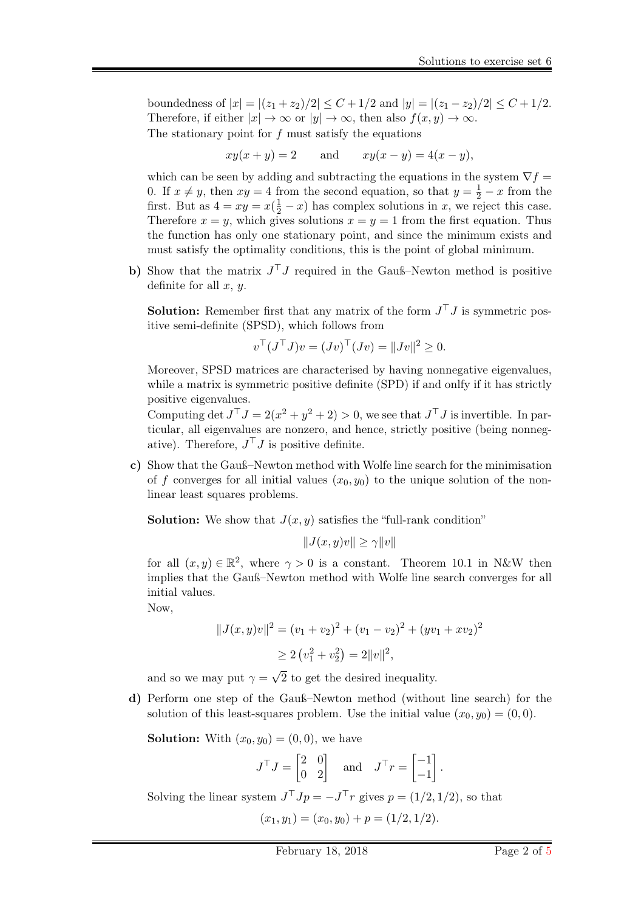boundedness of $|x| = |(z_1 + z_2)/2| \le C + 1/2$ and $|y| = |(z_1 - z_2)/2| \le C + 1/2$. Therefore, if either $|x| \to \infty$ or $|y| \to \infty$, then also $f(x, y) \to \infty$.

The stationary point for $f$ must satisfy the equations

$$xy(x + y) = 2 \qquad \text{and} \qquad xy(x - y) = 4(x - y),$$

which can be seen by adding and subtracting the equations in the system $\nabla f = 0$. If $x \ne y$, then $xy = 4$ from the second equation, so that $y = \frac{1}{2} - x$ from the first. But as $4 = xy = x(\frac{1}{2} - x)$ has complex solutions in $x$, we reject this case. Therefore $x = y$, which gives solutions $x = y = 1$ from the first equation. Thus the function has only one stationary point, and since the minimum exists and must satisfy the optimality conditions, this is the point of global minimum.

**b)** Show that the matrix $J^\top J$ required in the Gauß–Newton method is positive definite for all $x$, $y$.

**Solution:** Remember first that any matrix of the form $J^\top J$ is symmetric positive semi-definite (SPSD), which follows from

$$v^\top (J^\top J) v = (Jv)^\top (Jv) = \|Jv\|^2 \ge 0.$$

Moreover, SPSD matrices are characterised by having nonnegative eigenvalues, while a matrix is symmetric positive definite (SPD) if and onlfy if it has strictly positive eigenvalues.

Computing $\det J^\top J = 2(x^2 + y^2 + 2) > 0$, we see that $J^\top J$ is invertible. In particular, all eigenvalues are nonzero, and hence, strictly positive (being nonnegative). Therefore, $J^\top J$ is positive definite.

**c)** Show that the Gauß–Newton method with Wolfe line search for the minimisation of $f$ converges for all initial values $(x_0, y_0)$ to the unique solution of the nonlinear least squares problems.

**Solution:** We show that $J(x, y)$ satisfies the "full-rank condition"

$$\|J(x, y)v\| \ge \gamma \|v\|$$

for all $(x, y) \in \mathbb{R}^2$, where $\gamma > 0$ is a constant. Theorem 10.1 in N&W then implies that the Gauß–Newton method with Wolfe line search converges for all initial values.

Now,

$$\begin{aligned}
\|J(x, y)v\|^2 &= (v_1 + v_2)^2 + (v_1 - v_2)^2 + (yv_1 + xv_2)^2 \\
&\ge 2\left(v_1^2 + v_2^2\right) = 2\|v\|^2,
\end{aligned}$$

and so we may put $\gamma = \sqrt{2}$ to get the desired inequality.

**d)** Perform one step of the Gauß–Newton method (without line search) for the solution of this least-squares problem. Use the initial value $(x_0, y_0) = (0, 0)$.

**Solution:** With $(x_0, y_0) = (0, 0)$, we have

$$J^\top J = \begin{bmatrix} 2 & 0 \\ 0 & 2 \end{bmatrix} \quad \text{and} \quad J^\top r = \begin{bmatrix} -1 \\ -1 \end{bmatrix}.$$

Solving the linear system $J^\top J p = -J^\top r$ gives $p = (1/2, 1/2)$, so that

$$(x_1, y_1) = (x_0, y_0) + p = (1/2, 1/2).$$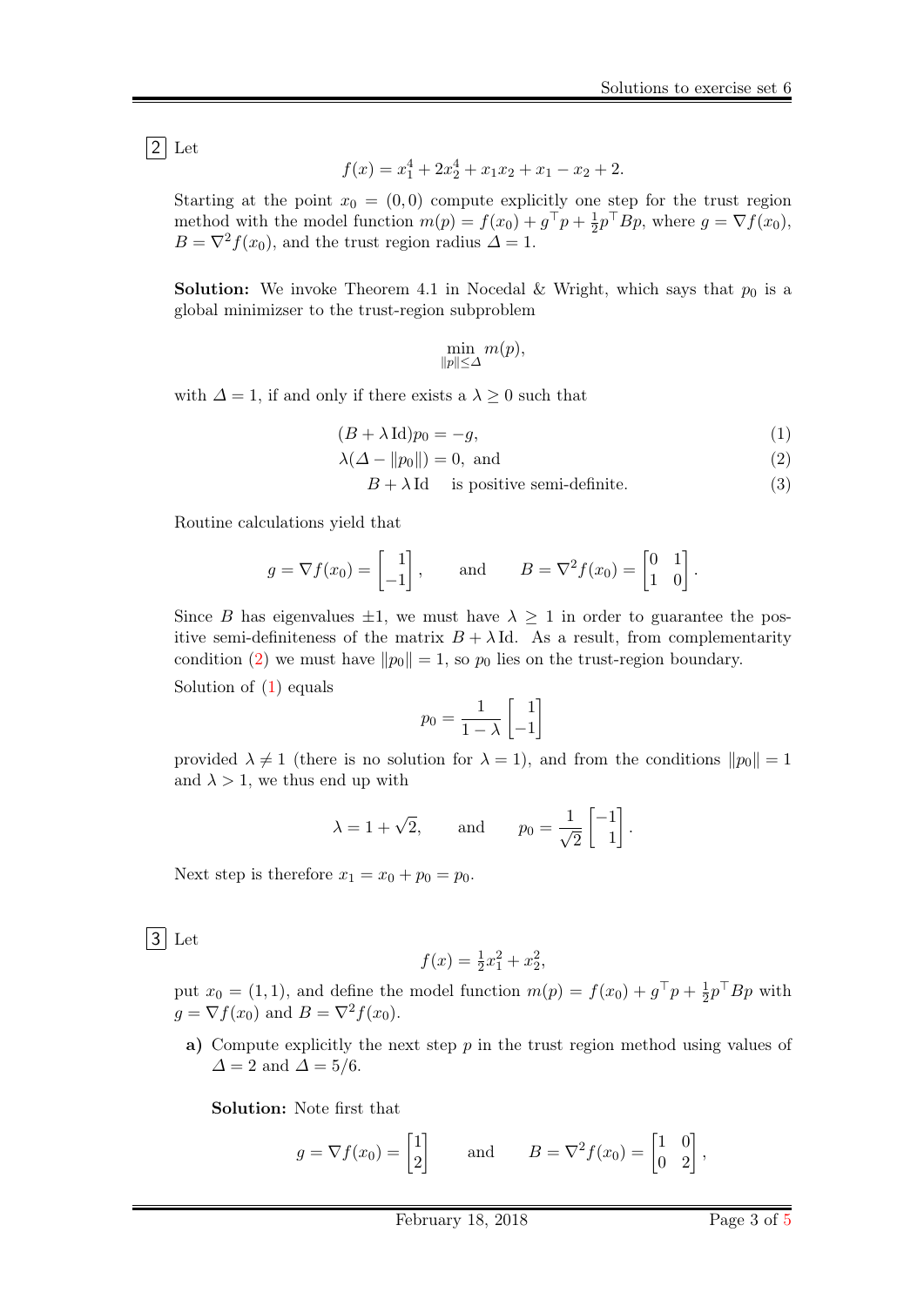**2** Let

$$f(x) = x_1^4 + 2x_2^4 + x_1 x_2 + x_1 - x_2 + 2.$$

Starting at the point $x_0 = (0, 0)$ compute explicitly one step for the trust region method with the model function $m(p) = f(x_0) + g^\top p + \frac{1}{2} p^\top B p$, where $g = \nabla f(x_0)$, $B = \nabla^2 f(x_0)$, and the trust region radius $\Delta = 1$.

**Solution:** We invoke Theorem 4.1 in Nocedal & Wright, which says that $p_0$ is a global minimizser to the trust-region subproblem

$$\min_{\|p\| \leq \Delta} m(p),$$

with $\Delta = 1$, if and only if there exists a $\lambda \geq 0$ such that

$$(B + \lambda \, \mathrm{Id}) p_0 = -g, \tag{1}$$

$$\lambda(\Delta - \|p_0\|) = 0, \text{ and} \tag{2}$$

$$B + \lambda \, \mathrm{Id} \quad \text{is positive semi-definite.} \tag{3}$$

Routine calculations yield that

$$g = \nabla f(x_0) = \begin{bmatrix} 1 \\ -1 \end{bmatrix}, \qquad \text{and} \qquad B = \nabla^2 f(x_0) = \begin{bmatrix} 0 & 1 \\ 1 & 0 \end{bmatrix}.$$

Since $B$ has eigenvalues $\pm 1$, we must have $\lambda \geq 1$ in order to guarantee the positive semi-definiteness of the matrix $B + \lambda \, \mathrm{Id}$. As a result, from complementarity condition (2) we must have $\|p_0\| = 1$, so $p_0$ lies on the trust-region boundary.

Solution of (1) equals

$$p_0 = \frac{1}{1 - \lambda} \begin{bmatrix} 1 \\ -1 \end{bmatrix}$$

provided $\lambda \neq 1$ (there is no solution for $\lambda = 1$), and from the conditions $\|p_0\| = 1$ and $\lambda > 1$, we thus end up with

$$\lambda = 1 + \sqrt{2}, \qquad \text{and} \qquad p_0 = \frac{1}{\sqrt{2}} \begin{bmatrix} -1 \\ 1 \end{bmatrix}.$$

Next step is therefore $x_1 = x_0 + p_0 = p_0$.

**3** Let

$$f(x) = \tfrac{1}{2} x_1^2 + x_2^2,$$

put $x_0 = (1, 1)$, and define the model function $m(p) = f(x_0) + g^\top p + \frac{1}{2} p^\top B p$ with $g = \nabla f(x_0)$ and $B = \nabla^2 f(x_0)$.

**a)** Compute explicitly the next step $p$ in the trust region method using values of $\Delta = 2$ and $\Delta = 5/6$.

**Solution:** Note first that

$$g = \nabla f(x_0) = \begin{bmatrix} 1 \\ 2 \end{bmatrix} \qquad \text{and} \qquad B = \nabla^2 f(x_0) = \begin{bmatrix} 1 & 0 \\ 0 & 2 \end{bmatrix},$$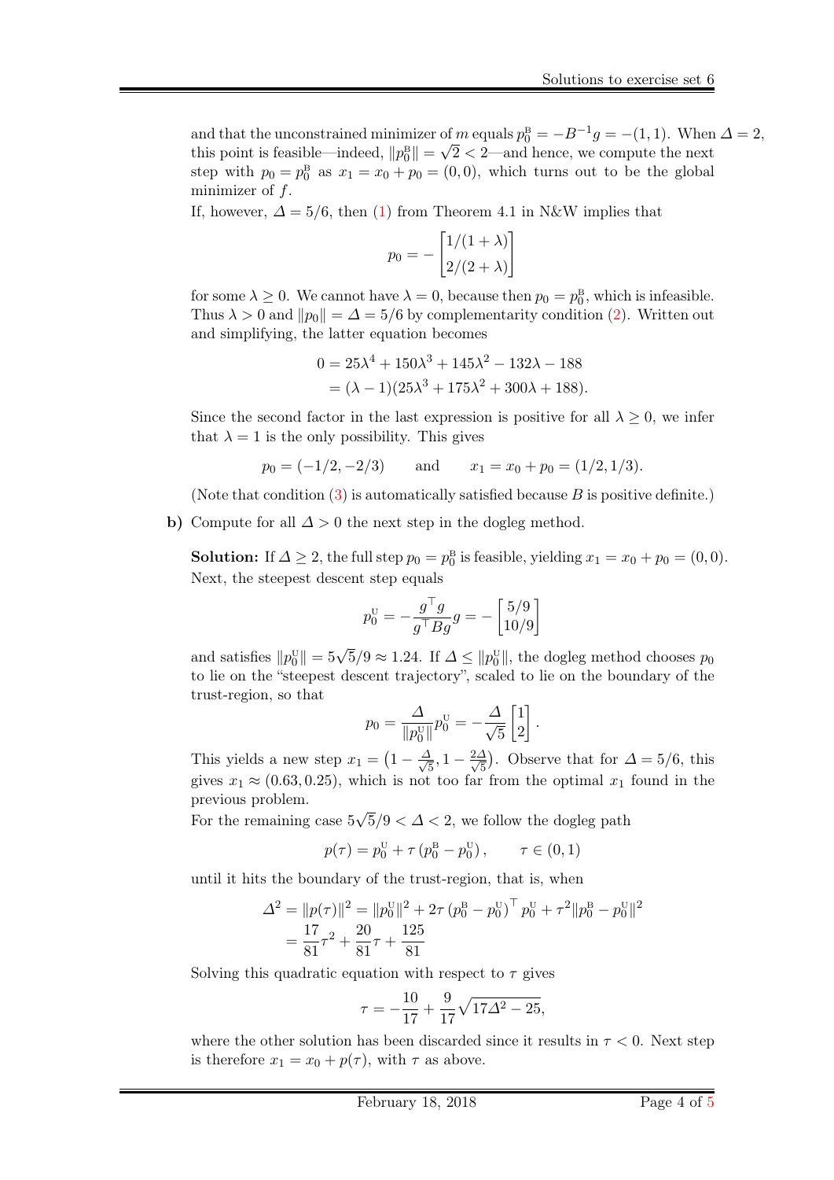and that the unconstrained minimizer of $m$ equals $p_0^{\mathrm{B}} = -B^{-1}g = -(1,1)$. When $\Delta = 2$, this point is feasible—indeed, $\|p_0^{\mathrm{B}}\| = \sqrt{2} < 2$—and hence, we compute the next step with $p_0 = p_0^{\mathrm{B}}$ as $x_1 = x_0 + p_0 = (0,0)$, which turns out to be the global minimizer of $f$.

If, however, $\Delta = 5/6$, then (1) from Theorem 4.1 in N&W implies that

$$p_0 = -\begin{bmatrix} 1/(1+\lambda) \\ 2/(2+\lambda) \end{bmatrix}$$

for some $\lambda \geq 0$. We cannot have $\lambda = 0$, because then $p_0 = p_0^{\mathrm{B}}$, which is infeasible. Thus $\lambda > 0$ and $\|p_0\| = \Delta = 5/6$ by complementarity condition (2). Written out and simplifying, the latter equation becomes

$$\begin{aligned} 0 &= 25\lambda^4 + 150\lambda^3 + 145\lambda^2 - 132\lambda - 188 \\ &= (\lambda - 1)(25\lambda^3 + 175\lambda^2 + 300\lambda + 188). \end{aligned}$$

Since the second factor in the last expression is positive for all $\lambda \geq 0$, we infer that $\lambda = 1$ is the only possibility. This gives

$$p_0 = (-1/2, -2/3) \qquad \text{and} \qquad x_1 = x_0 + p_0 = (1/2, 1/3).$$

(Note that condition (3) is automatically satisfied because $B$ is positive definite.)

**b)** Compute for all $\Delta > 0$ the next step in the dogleg method.

**Solution:** If $\Delta \geq 2$, the full step $p_0 = p_0^{\mathrm{B}}$ is feasible, yielding $x_1 = x_0 + p_0 = (0,0)$. Next, the steepest descent step equals

$$p_0^{\mathrm{U}} = -\frac{g^\top g}{g^\top B g} g = -\begin{bmatrix} 5/9 \\ 10/9 \end{bmatrix}$$

and satisfies $\|p_0^{\mathrm{U}}\| = 5\sqrt{5}/9 \approx 1.24$. If $\Delta \leq \|p_0^{\mathrm{U}}\|$, the dogleg method chooses $p_0$ to lie on the "steepest descent trajectory", scaled to lie on the boundary of the trust-region, so that

$$p_0 = \frac{\Delta}{\|p_0^{\mathrm{U}}\|} p_0^{\mathrm{U}} = -\frac{\Delta}{\sqrt{5}} \begin{bmatrix} 1 \\ 2 \end{bmatrix}.$$

This yields a new step $x_1 = \left(1 - \frac{\Delta}{\sqrt{5}}, 1 - \frac{2\Delta}{\sqrt{5}}\right)$. Observe that for $\Delta = 5/6$, this gives $x_1 \approx (0.63, 0.25)$, which is not too far from the optimal $x_1$ found in the previous problem.

For the remaining case $5\sqrt{5}/9 < \Delta < 2$, we follow the dogleg path

$$p(\tau) = p_0^{\mathrm{U}} + \tau \left(p_0^{\mathrm{B}} - p_0^{\mathrm{U}}\right), \qquad \tau \in (0,1)$$

until it hits the boundary of the trust-region, that is, when

$$\begin{aligned} \Delta^2 = \|p(\tau)\|^2 &= \|p_0^{\mathrm{U}}\|^2 + 2\tau \left(p_0^{\mathrm{B}} - p_0^{\mathrm{U}}\right)^\top p_0^{\mathrm{U}} + \tau^2 \|p_0^{\mathrm{B}} - p_0^{\mathrm{U}}\|^2 \\ &= \frac{17}{81}\tau^2 + \frac{20}{81}\tau + \frac{125}{81} \end{aligned}$$

Solving this quadratic equation with respect to $\tau$ gives

$$\tau = -\frac{10}{17} + \frac{9}{17}\sqrt{17\Delta^2 - 25},$$

where the other solution has been discarded since it results in $\tau < 0$. Next step is therefore $x_1 = x_0 + p(\tau)$, with $\tau$ as above.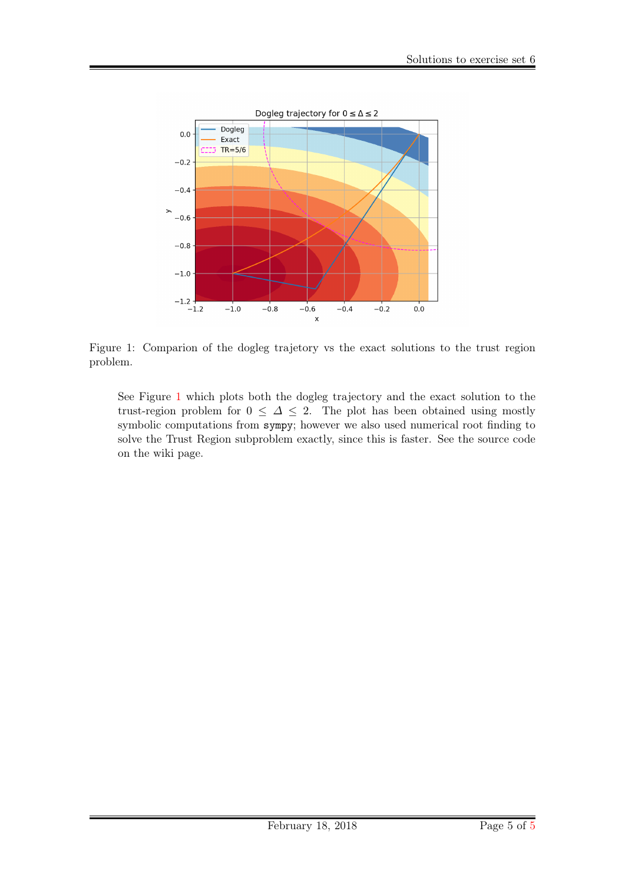Dogleg trajectory for $0 \leq \Delta \leq 2$

Dogleg

Exact

TR=5/6

y

x

0.0

−0.2

−0.4

−0.6

−0.8

−1.0

−1.2

−1.2

−1.0

−0.8

−0.6

−0.4

−0.2

0.0

Figure 1: Comparion of the dogleg trajetory vs the exact solutions to the trust region problem.

See Figure 1 which plots both the dogleg trajectory and the exact solution to the trust-region problem for $0 \leq \Delta \leq 2$. The plot has been obtained using mostly symbolic computations from `sympy`; however we also used numerical root finding to solve the Trust Region subproblem exactly, since this is faster. See the source code on the wiki page.